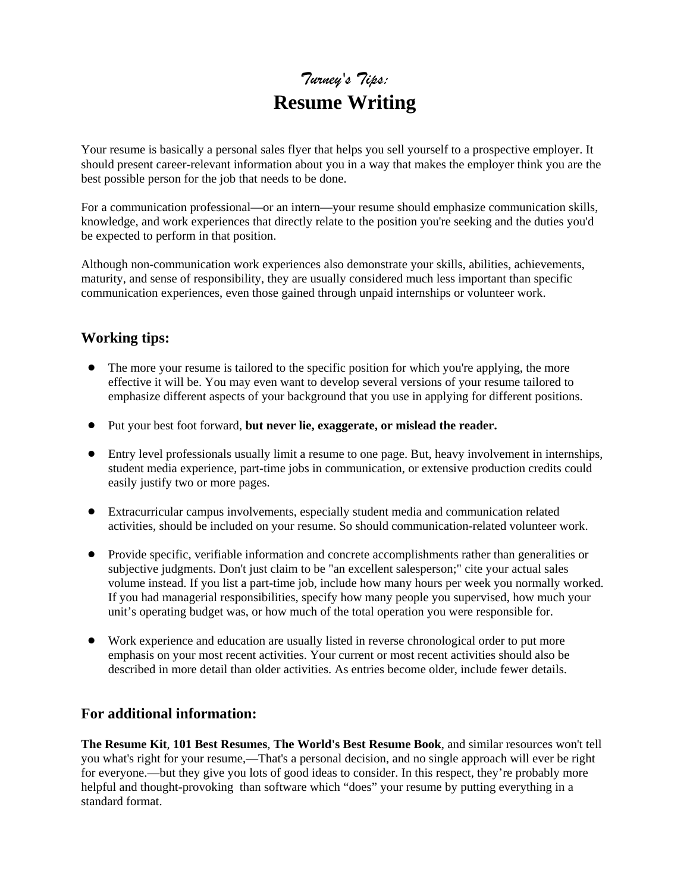*Turney's Tips:*

# Resume Writing

Your resume is basically a personal sales flyer that helps you sell yourself to a prospective employer. It should present career-relevant information about you in a way that makes the employer think you are the best possible person for the job that needs to be done.

For a communication professional—or an intern—your resume should emphasize communication skills, knowledge, and work experiences that directly relate to the position you're seeking and the duties you'd be expected to perform in that position.

Although non-communication work experiences also demonstrate your skills, abilities, achievements, maturity, and sense of responsibility, they are usually considered much less important than specific communication experiences, even those gained through unpaid internships or volunteer work.

## Working tips:

- The more your resume is tailored to the specific position for which you're applying, the more effective it will be. You may even want to develop several versions of your resume tailored to emphasize different aspects of your background that you use in applying for different positions.

- Put your best foot forward, **but never lie, exaggerate, or mislead the reader.**

- Entry level professionals usually limit a resume to one page. But, heavy involvement in internships, student media experience, part-time jobs in communication, or extensive production credits could easily justify two or more pages.

- Extracurricular campus involvements, especially student media and communication related activities, should be included on your resume. So should communication-related volunteer work.

- Provide specific, verifiable information and concrete accomplishments rather than generalities or subjective judgments. Don't just claim to be "an excellent salesperson;" cite your actual sales volume instead. If you list a part-time job, include how many hours per week you normally worked. If you had managerial responsibilities, specify how many people you supervised, how much your unit’s operating budget was, or how much of the total operation you were responsible for.

- Work experience and education are usually listed in reverse chronological order to put more emphasis on your most recent activities. Your current or most recent activities should also be described in more detail than older activities. As entries become older, include fewer details.

## For additional information:

**The Resume Kit**, **101 Best Resumes**, **The World's Best Resume Book**, and similar resources won't tell you what's right for your resume,—That's a personal decision, and no single approach will ever be right for everyone.—but they give you lots of good ideas to consider. In this respect, they’re probably more helpful and thought-provoking than software which “does” your resume by putting everything in a standard format.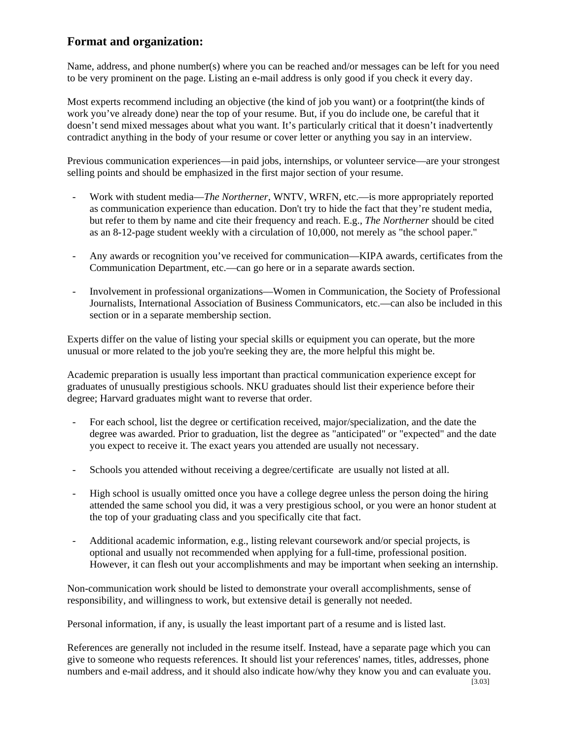## Format and organization:

Name, address, and phone number(s) where you can be reached and/or messages can be left for you need to be very prominent on the page. Listing an e-mail address is only good if you check it every day.

Most experts recommend including an objective (the kind of job you want) or a footprint(the kinds of work you've already done) near the top of your resume. But, if you do include one, be careful that it doesn't send mixed messages about what you want. It's particularly critical that it doesn't inadvertently contradict anything in the body of your resume or cover letter or anything you say in an interview.

Previous communication experiences—in paid jobs, internships, or volunteer service—are your strongest selling points and should be emphasized in the first major section of your resume.

- Work with student media—*The Northerner*, WNTV, WRFN, etc.—is more appropriately reported as communication experience than education. Don't try to hide the fact that they're student media, but refer to them by name and cite their frequency and reach. E.g., *The Northerner* should be cited as an 8-12-page student weekly with a circulation of 10,000, not merely as "the school paper."

- Any awards or recognition you've received for communication—KIPA awards, certificates from the Communication Department, etc.—can go here or in a separate awards section.

- Involvement in professional organizations—Women in Communication, the Society of Professional Journalists, International Association of Business Communicators, etc.—can also be included in this section or in a separate membership section.

Experts differ on the value of listing your special skills or equipment you can operate, but the more unusual or more related to the job you're seeking they are, the more helpful this might be.

Academic preparation is usually less important than practical communication experience except for graduates of unusually prestigious schools. NKU graduates should list their experience before their degree; Harvard graduates might want to reverse that order.

- For each school, list the degree or certification received, major/specialization, and the date the degree was awarded. Prior to graduation, list the degree as "anticipated" or "expected" and the date you expect to receive it. The exact years you attended are usually not necessary.

- Schools you attended without receiving a degree/certificate are usually not listed at all.

- High school is usually omitted once you have a college degree unless the person doing the hiring attended the same school you did, it was a very prestigious school, or you were an honor student at the top of your graduating class and you specifically cite that fact.

- Additional academic information, e.g., listing relevant coursework and/or special projects, is optional and usually not recommended when applying for a full-time, professional position. However, it can flesh out your accomplishments and may be important when seeking an internship.

Non-communication work should be listed to demonstrate your overall accomplishments, sense of responsibility, and willingness to work, but extensive detail is generally not needed.

Personal information, if any, is usually the least important part of a resume and is listed last.

References are generally not included in the resume itself. Instead, have a separate page which you can give to someone who requests references. It should list your references' names, titles, addresses, phone numbers and e-mail address, and it should also indicate how/why they know you and can evaluate you.

[3.03]